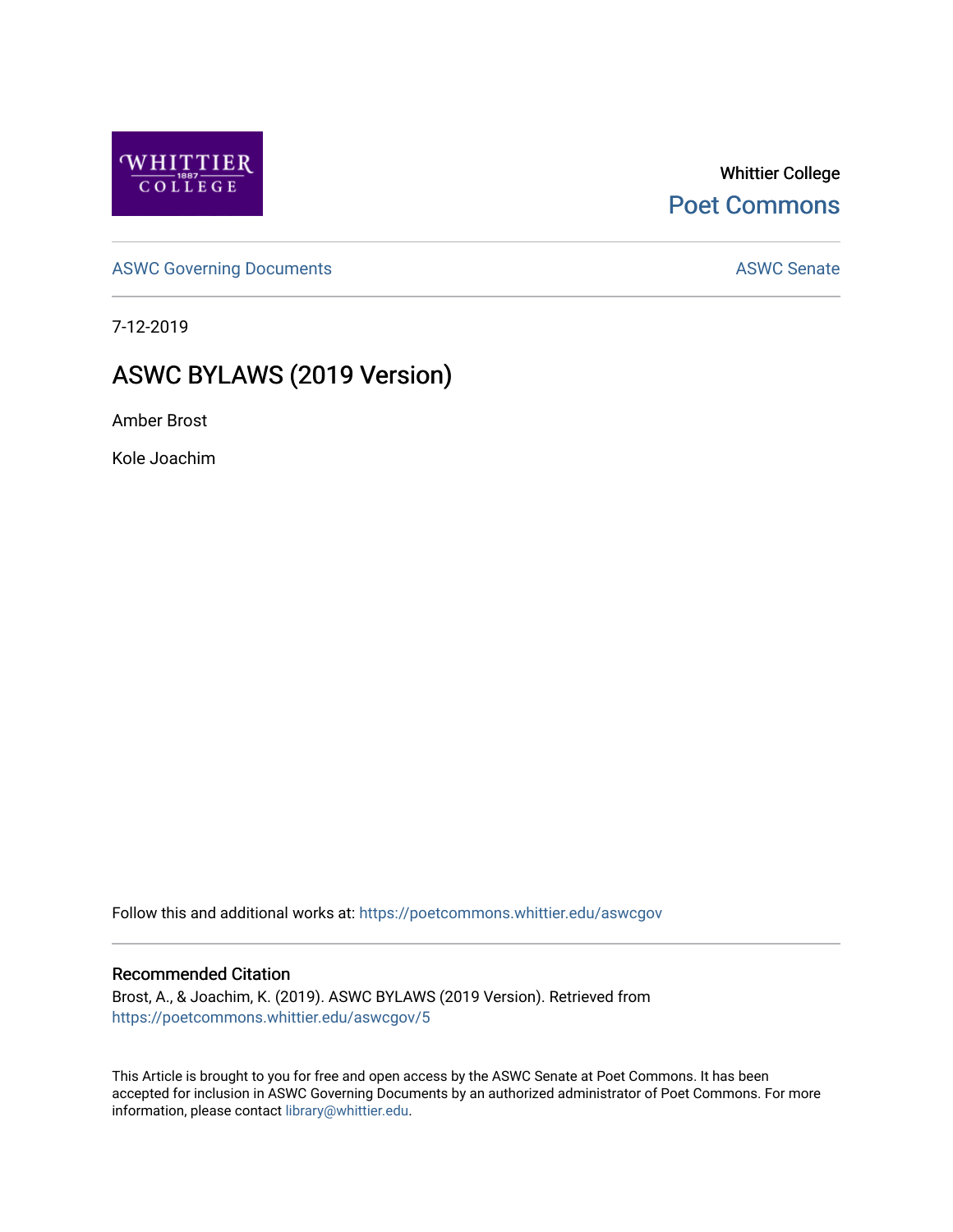Whittier College

Poet Commons

ASWC Governing Documents

ASWC Senate

7-12-2019

# ASWC BYLAWS (2019 Version)

Amber Brost

Kole Joachim

Follow this and additional works at: https://poetcommons.whittier.edu/aswcgov

## Recommended Citation

Brost, A., & Joachim, K. (2019). ASWC BYLAWS (2019 Version). Retrieved from https://poetcommons.whittier.edu/aswcgov/5

This Article is brought to you for free and open access by the ASWC Senate at Poet Commons. It has been accepted for inclusion in ASWC Governing Documents by an authorized administrator of Poet Commons. For more information, please contact library@whittier.edu.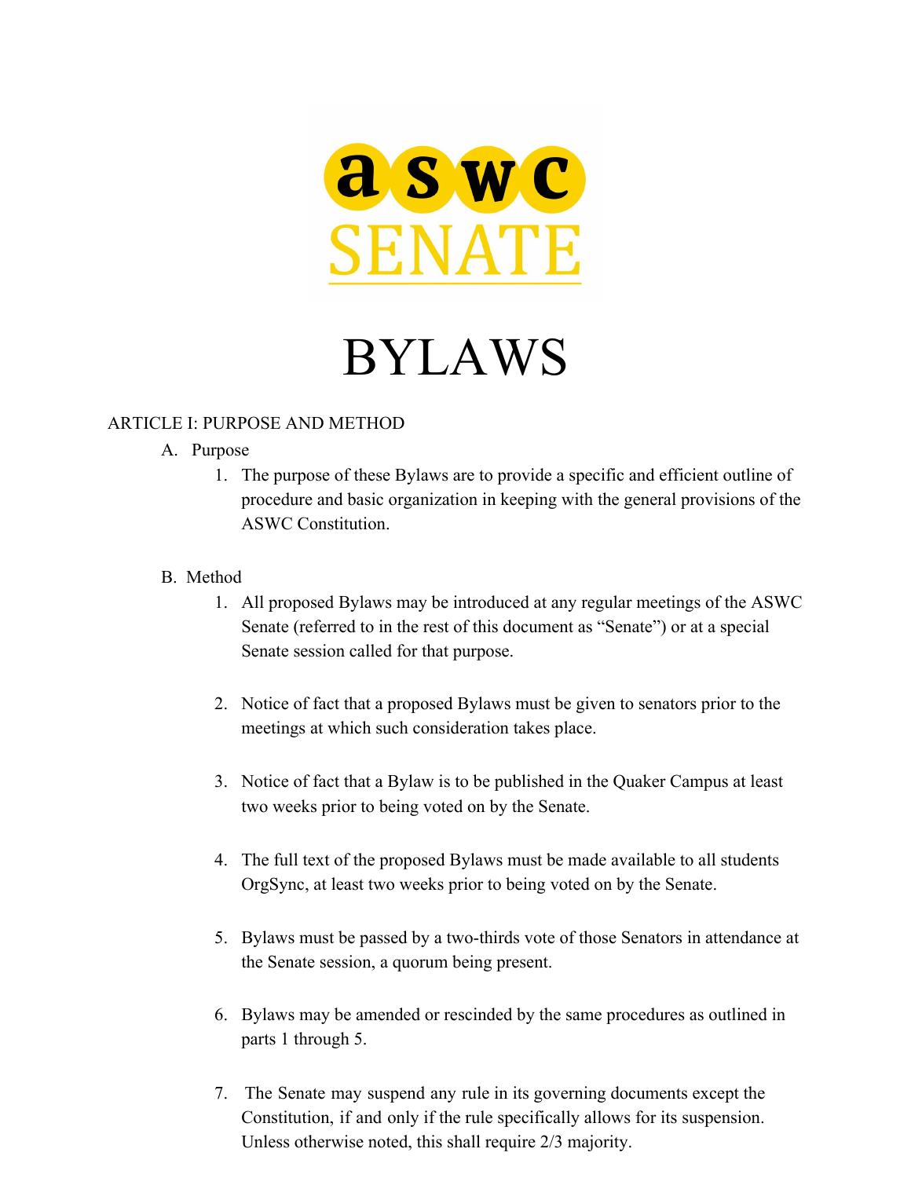aswc SENATE

# BYLAWS

## ARTICLE I: PURPOSE AND METHOD

A. Purpose

1. The purpose of these Bylaws are to provide a specific and efficient outline of procedure and basic organization in keeping with the general provisions of the ASWC Constitution.

B. Method

1. All proposed Bylaws may be introduced at any regular meetings of the ASWC Senate (referred to in the rest of this document as "Senate") or at a special Senate session called for that purpose.

2. Notice of fact that a proposed Bylaws must be given to senators prior to the meetings at which such consideration takes place.

3. Notice of fact that a Bylaw is to be published in the Quaker Campus at least two weeks prior to being voted on by the Senate.

4. The full text of the proposed Bylaws must be made available to all students OrgSync, at least two weeks prior to being voted on by the Senate.

5. Bylaws must be passed by a two-thirds vote of those Senators in attendance at the Senate session, a quorum being present.

6. Bylaws may be amended or rescinded by the same procedures as outlined in parts 1 through 5.

7. The Senate may suspend any rule in its governing documents except the Constitution, if and only if the rule specifically allows for its suspension. Unless otherwise noted, this shall require 2/3 majority.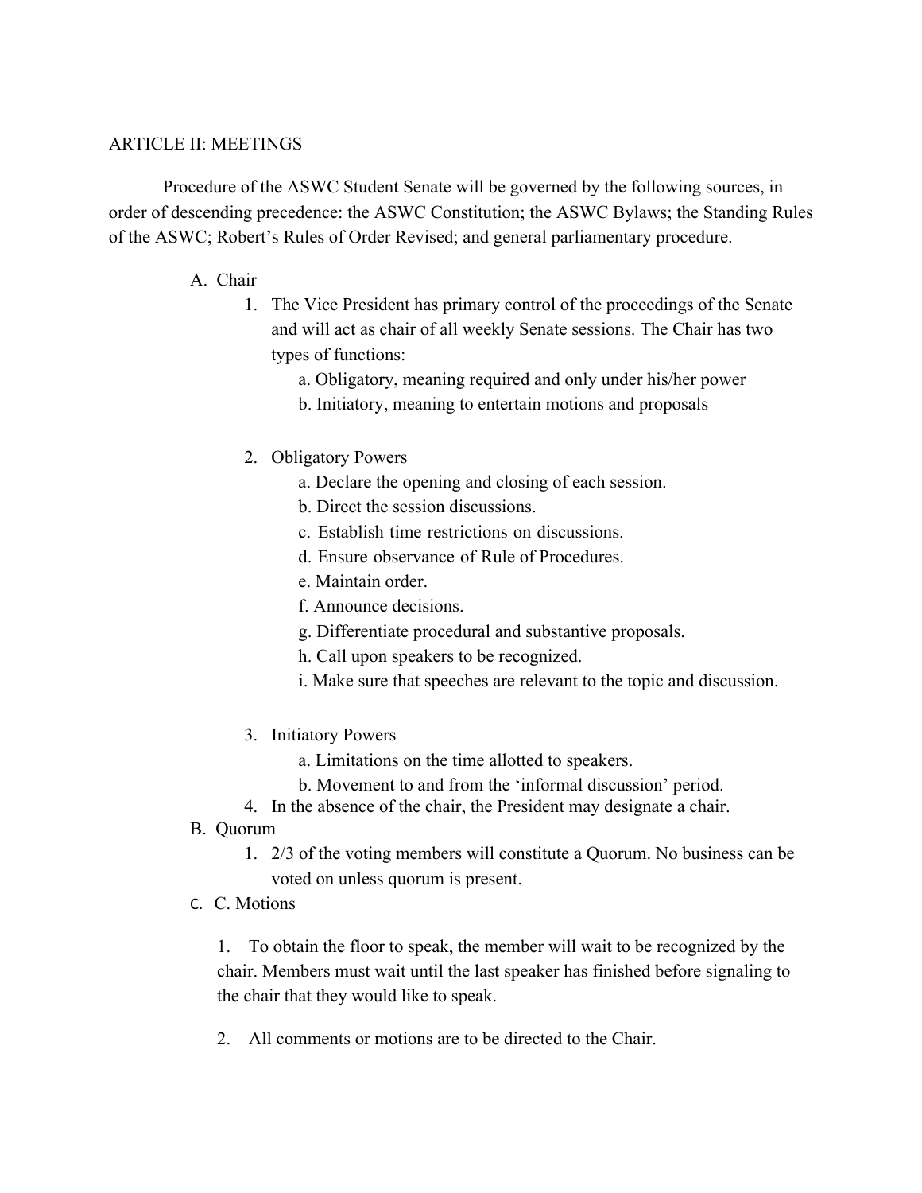## ARTICLE II: MEETINGS

Procedure of the ASWC Student Senate will be governed by the following sources, in order of descending precedence: the ASWC Constitution; the ASWC Bylaws; the Standing Rules of the ASWC; Robert's Rules of Order Revised; and general parliamentary procedure.

A. Chair

1. The Vice President has primary control of the proceedings of the Senate and will act as chair of all weekly Senate sessions. The Chair has two types of functions:
    - a. Obligatory, meaning required and only under his/her power
    - b. Initiatory, meaning to entertain motions and proposals

2. Obligatory Powers
    - a. Declare the opening and closing of each session.
    - b. Direct the session discussions.
    - c. Establish time restrictions on discussions.
    - d. Ensure observance of Rule of Procedures.
    - e. Maintain order.
    - f. Announce decisions.
    - g. Differentiate procedural and substantive proposals.
    - h. Call upon speakers to be recognized.
    - i. Make sure that speeches are relevant to the topic and discussion.

3. Initiatory Powers
    - a. Limitations on the time allotted to speakers.
    - b. Movement to and from the 'informal discussion' period.
4. In the absence of the chair, the President may designate a chair.

B. Quorum

1. 2/3 of the voting members will constitute a Quorum. No business can be voted on unless quorum is present.

C. C. Motions

1. To obtain the floor to speak, the member will wait to be recognized by the chair. Members must wait until the last speaker has finished before signaling to the chair that they would like to speak.

2. All comments or motions are to be directed to the Chair.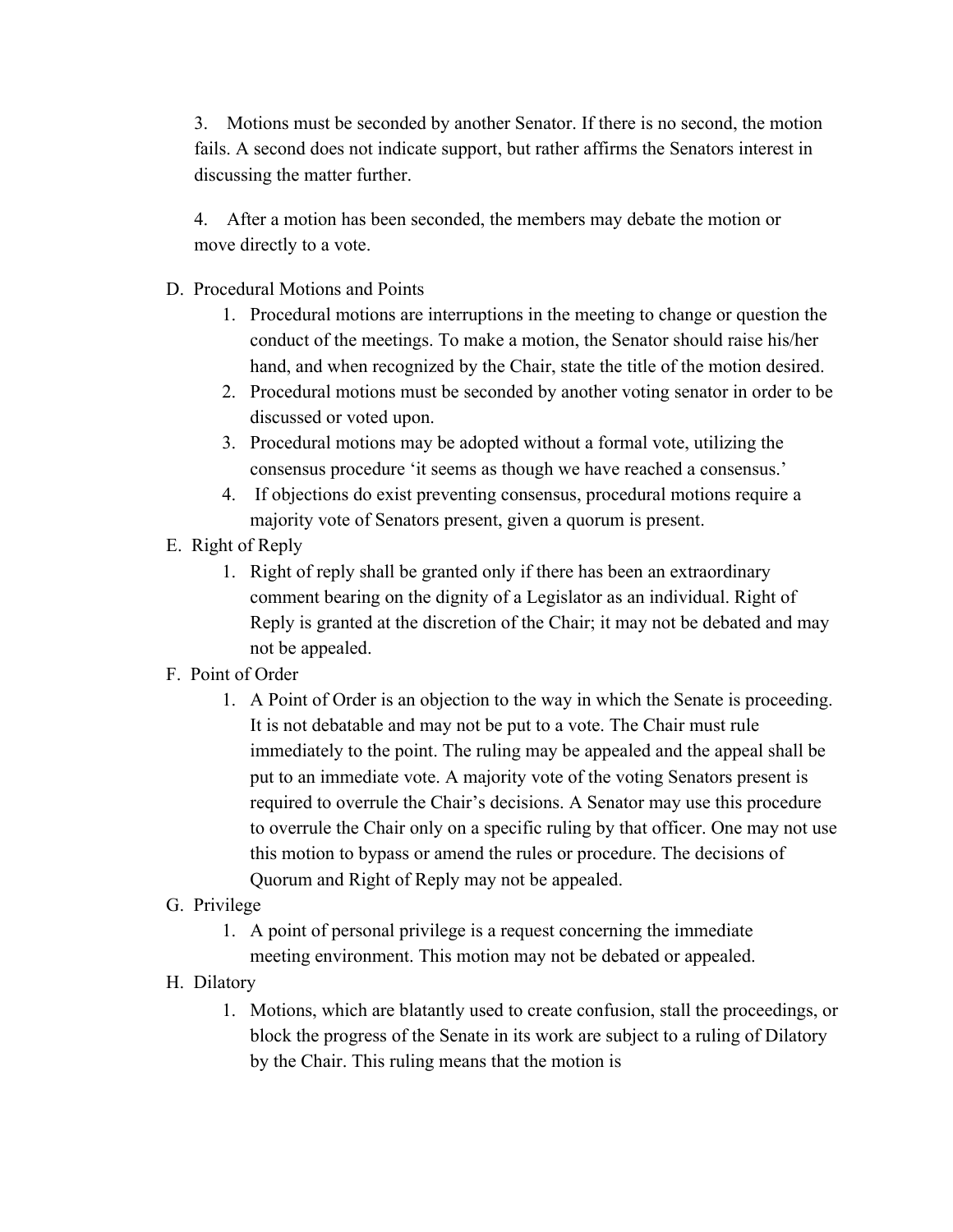3. Motions must be seconded by another Senator. If there is no second, the motion fails. A second does not indicate support, but rather affirms the Senators interest in discussing the matter further.

4. After a motion has been seconded, the members may debate the motion or move directly to a vote.

D. Procedural Motions and Points

1. Procedural motions are interruptions in the meeting to change or question the conduct of the meetings. To make a motion, the Senator should raise his/her hand, and when recognized by the Chair, state the title of the motion desired.
2. Procedural motions must be seconded by another voting senator in order to be discussed or voted upon.
3. Procedural motions may be adopted without a formal vote, utilizing the consensus procedure 'it seems as though we have reached a consensus.'
4. If objections do exist preventing consensus, procedural motions require a majority vote of Senators present, given a quorum is present.

E. Right of Reply

1. Right of reply shall be granted only if there has been an extraordinary comment bearing on the dignity of a Legislator as an individual. Right of Reply is granted at the discretion of the Chair; it may not be debated and may not be appealed.

F. Point of Order

1. A Point of Order is an objection to the way in which the Senate is proceeding. It is not debatable and may not be put to a vote. The Chair must rule immediately to the point. The ruling may be appealed and the appeal shall be put to an immediate vote. A majority vote of the voting Senators present is required to overrule the Chair's decisions. A Senator may use this procedure to overrule the Chair only on a specific ruling by that officer. One may not use this motion to bypass or amend the rules or procedure. The decisions of Quorum and Right of Reply may not be appealed.

G. Privilege

1. A point of personal privilege is a request concerning the immediate meeting environment. This motion may not be debated or appealed.

H. Dilatory

1. Motions, which are blatantly used to create confusion, stall the proceedings, or block the progress of the Senate in its work are subject to a ruling of Dilatory by the Chair. This ruling means that the motion is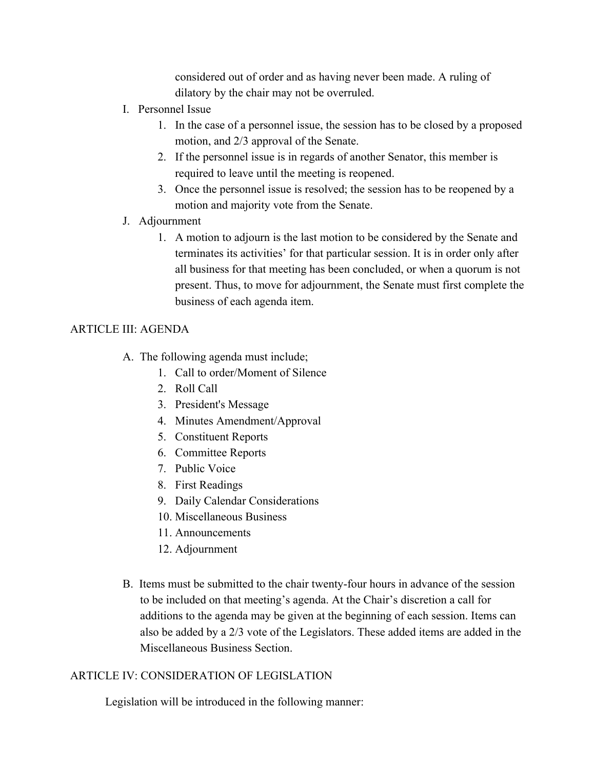considered out of order and as having never been made. A ruling of dilatory by the chair may not be overruled.

I. Personnel Issue
   1. In the case of a personnel issue, the session has to be closed by a proposed motion, and 2/3 approval of the Senate.
   2. If the personnel issue is in regards of another Senator, this member is required to leave until the meeting is reopened.
   3. Once the personnel issue is resolved; the session has to be reopened by a motion and majority vote from the Senate.

J. Adjournment
   1. A motion to adjourn is the last motion to be considered by the Senate and terminates its activities' for that particular session. It is in order only after all business for that meeting has been concluded, or when a quorum is not present. Thus, to move for adjournment, the Senate must first complete the business of each agenda item.

## ARTICLE III: AGENDA

A. The following agenda must include;
   1. Call to order/Moment of Silence
   2. Roll Call
   3. President's Message
   4. Minutes Amendment/Approval
   5. Constituent Reports
   6. Committee Reports
   7. Public Voice
   8. First Readings
   9. Daily Calendar Considerations
   10. Miscellaneous Business
   11. Announcements
   12. Adjournment

B. Items must be submitted to the chair twenty-four hours in advance of the session to be included on that meeting's agenda. At the Chair's discretion a call for additions to the agenda may be given at the beginning of each session. Items can also be added by a 2/3 vote of the Legislators. These added items are added in the Miscellaneous Business Section.

## ARTICLE IV: CONSIDERATION OF LEGISLATION

Legislation will be introduced in the following manner: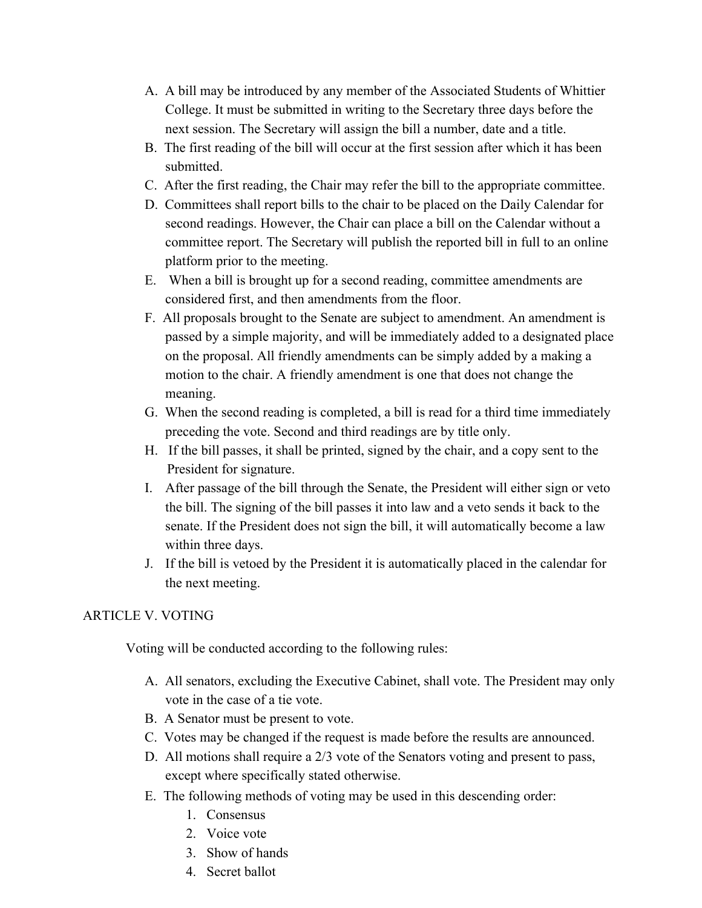A. A bill may be introduced by any member of the Associated Students of Whittier College. It must be submitted in writing to the Secretary three days before the next session. The Secretary will assign the bill a number, date and a title.
B. The first reading of the bill will occur at the first session after which it has been submitted.
C. After the first reading, the Chair may refer the bill to the appropriate committee.
D. Committees shall report bills to the chair to be placed on the Daily Calendar for second readings. However, the Chair can place a bill on the Calendar without a committee report. The Secretary will publish the reported bill in full to an online platform prior to the meeting.
E. When a bill is brought up for a second reading, committee amendments are considered first, and then amendments from the floor.
F. All proposals brought to the Senate are subject to amendment. An amendment is passed by a simple majority, and will be immediately added to a designated place on the proposal. All friendly amendments can be simply added by a making a motion to the chair. A friendly amendment is one that does not change the meaning.
G. When the second reading is completed, a bill is read for a third time immediately preceding the vote. Second and third readings are by title only.
H. If the bill passes, it shall be printed, signed by the chair, and a copy sent to the President for signature.
I. After passage of the bill through the Senate, the President will either sign or veto the bill. The signing of the bill passes it into law and a veto sends it back to the senate. If the President does not sign the bill, it will automatically become a law within three days.
J. If the bill is vetoed by the President it is automatically placed in the calendar for the next meeting.

ARTICLE V. VOTING

Voting will be conducted according to the following rules:

A. All senators, excluding the Executive Cabinet, shall vote. The President may only vote in the case of a tie vote.
B. A Senator must be present to vote.
C. Votes may be changed if the request is made before the results are announced.
D. All motions shall require a 2/3 vote of the Senators voting and present to pass, except where specifically stated otherwise.
E. The following methods of voting may be used in this descending order:
    1. Consensus
    2. Voice vote
    3. Show of hands
    4. Secret ballot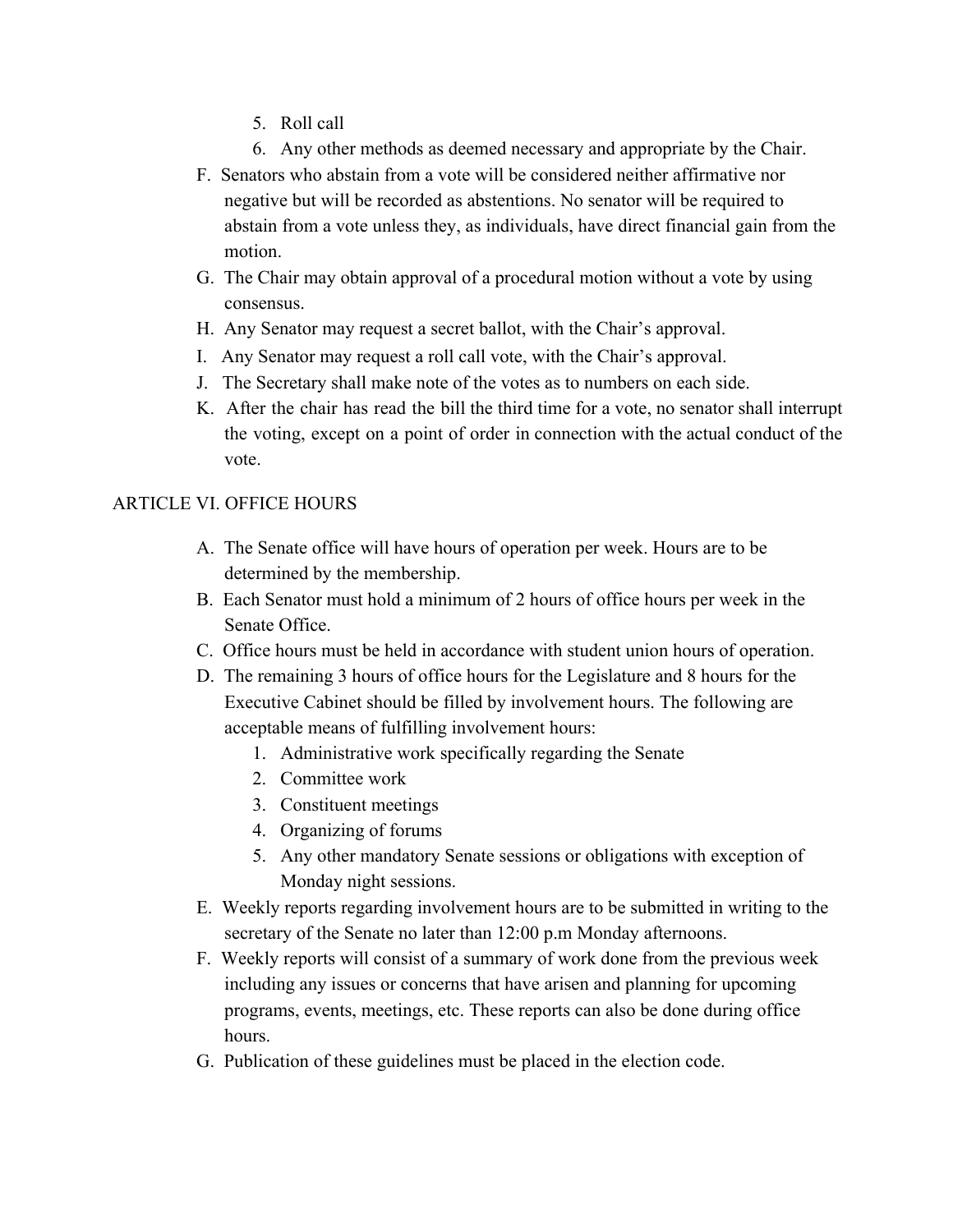5. Roll call
6. Any other methods as deemed necessary and appropriate by the Chair.

F. Senators who abstain from a vote will be considered neither affirmative nor negative but will be recorded as abstentions. No senator will be required to abstain from a vote unless they, as individuals, have direct financial gain from the motion.

G. The Chair may obtain approval of a procedural motion without a vote by using consensus.

H. Any Senator may request a secret ballot, with the Chair's approval.

I. Any Senator may request a roll call vote, with the Chair's approval.

J. The Secretary shall make note of the votes as to numbers on each side.

K. After the chair has read the bill the third time for a vote, no senator shall interrupt the voting, except on a point of order in connection with the actual conduct of the vote.

## ARTICLE VI. OFFICE HOURS

A. The Senate office will have hours of operation per week. Hours are to be determined by the membership.

B. Each Senator must hold a minimum of 2 hours of office hours per week in the Senate Office.

C. Office hours must be held in accordance with student union hours of operation.

D. The remaining 3 hours of office hours for the Legislature and 8 hours for the Executive Cabinet should be filled by involvement hours. The following are acceptable means of fulfilling involvement hours:
   1. Administrative work specifically regarding the Senate
   2. Committee work
   3. Constituent meetings
   4. Organizing of forums
   5. Any other mandatory Senate sessions or obligations with exception of Monday night sessions.

E. Weekly reports regarding involvement hours are to be submitted in writing to the secretary of the Senate no later than 12:00 p.m Monday afternoons.

F. Weekly reports will consist of a summary of work done from the previous week including any issues or concerns that have arisen and planning for upcoming programs, events, meetings, etc. These reports can also be done during office hours.

G. Publication of these guidelines must be placed in the election code.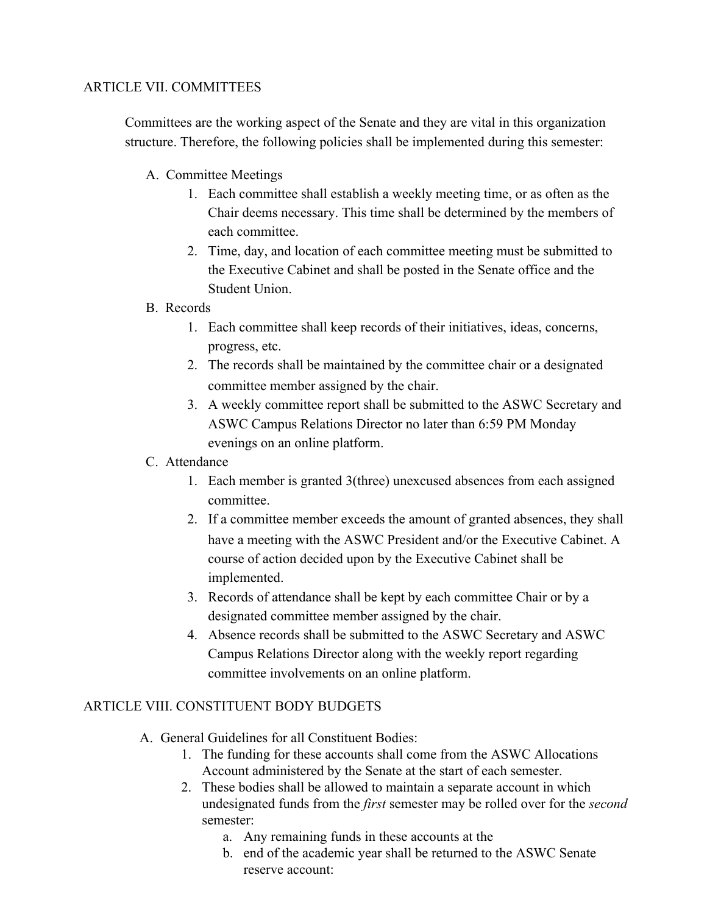## ARTICLE VII. COMMITTEES

Committees are the working aspect of the Senate and they are vital in this organization structure. Therefore, the following policies shall be implemented during this semester:

A. Committee Meetings
    1. Each committee shall establish a weekly meeting time, or as often as the Chair deems necessary. This time shall be determined by the members of each committee.
    2. Time, day, and location of each committee meeting must be submitted to the Executive Cabinet and shall be posted in the Senate office and the Student Union.
B. Records
    1. Each committee shall keep records of their initiatives, ideas, concerns, progress, etc.
    2. The records shall be maintained by the committee chair or a designated committee member assigned by the chair.
    3. A weekly committee report shall be submitted to the ASWC Secretary and ASWC Campus Relations Director no later than 6:59 PM Monday evenings on an online platform.
C. Attendance
    1. Each member is granted 3(three) unexcused absences from each assigned committee.
    2. If a committee member exceeds the amount of granted absences, they shall have a meeting with the ASWC President and/or the Executive Cabinet. A course of action decided upon by the Executive Cabinet shall be implemented.
    3. Records of attendance shall be kept by each committee Chair or by a designated committee member assigned by the chair.
    4. Absence records shall be submitted to the ASWC Secretary and ASWC Campus Relations Director along with the weekly report regarding committee involvements on an online platform.

## ARTICLE VIII. CONSTITUENT BODY BUDGETS

A. General Guidelines for all Constituent Bodies:
    1. The funding for these accounts shall come from the ASWC Allocations Account administered by the Senate at the start of each semester.
    2. These bodies shall be allowed to maintain a separate account in which undesignated funds from the *first* semester may be rolled over for the *second* semester:
        a. Any remaining funds in these accounts at the
        b. end of the academic year shall be returned to the ASWC Senate reserve account: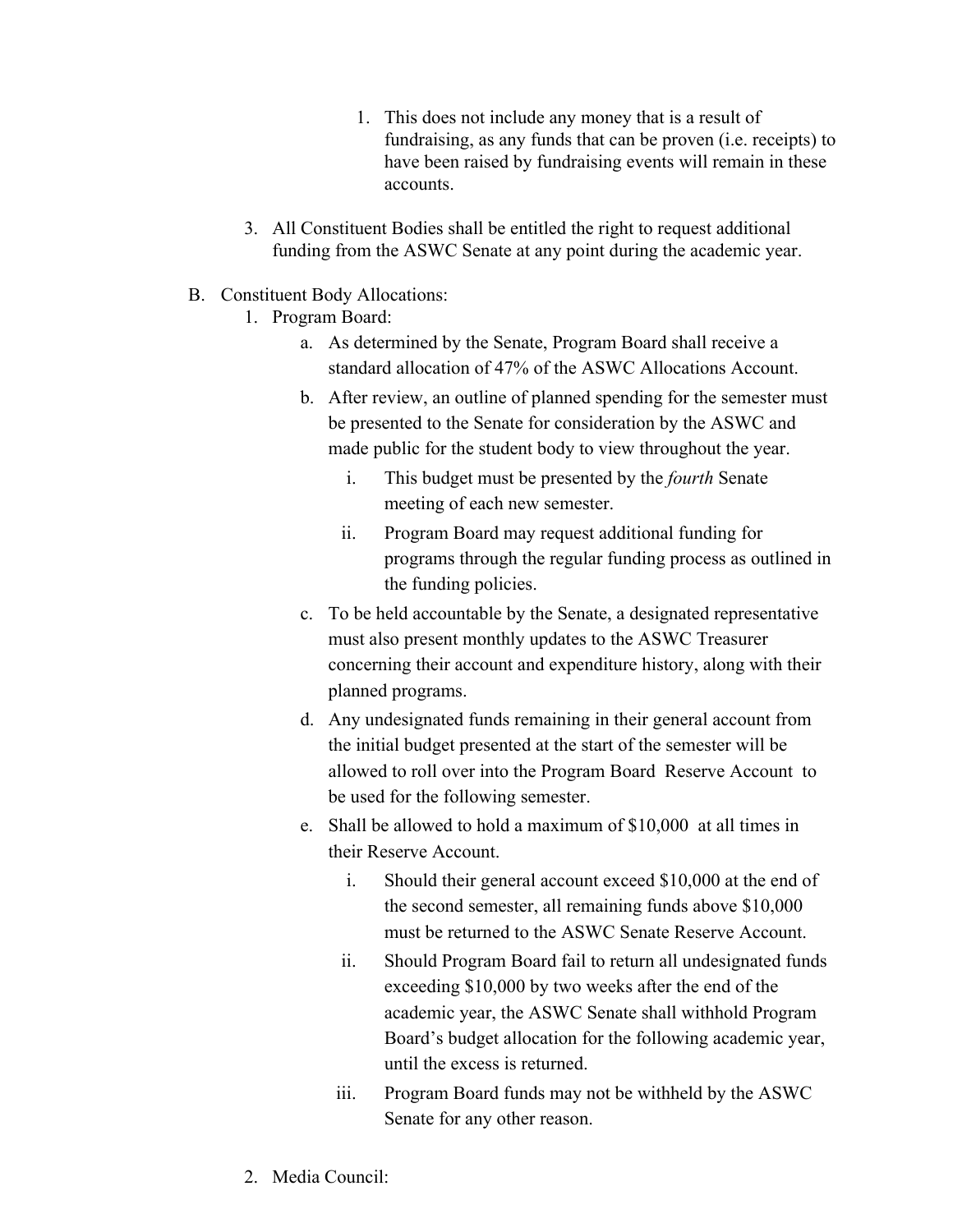1. This does not include any money that is a result of fundraising, as any funds that can be proven (i.e. receipts) to have been raised by fundraising events will remain in these accounts.

    3. All Constituent Bodies shall be entitled the right to request additional funding from the ASWC Senate at any point during the academic year.

B. Constituent Body Allocations:
    1. Program Board:
        a. As determined by the Senate, Program Board shall receive a standard allocation of 47% of the ASWC Allocations Account.
        b. After review, an outline of planned spending for the semester must be presented to the Senate for consideration by the ASWC and made public for the student body to view throughout the year.
            i. This budget must be presented by the *fourth* Senate meeting of each new semester.
            ii. Program Board may request additional funding for programs through the regular funding process as outlined in the funding policies.
        c. To be held accountable by the Senate, a designated representative must also present monthly updates to the ASWC Treasurer concerning their account and expenditure history, along with their planned programs.
        d. Any undesignated funds remaining in their general account from the initial budget presented at the start of the semester will be allowed to roll over into the Program Board Reserve Account to be used for the following semester.
        e. Shall be allowed to hold a maximum of $10,000 at all times in their Reserve Account.
            i. Should their general account exceed $10,000 at the end of the second semester, all remaining funds above $10,000 must be returned to the ASWC Senate Reserve Account.
            ii. Should Program Board fail to return all undesignated funds exceeding $10,000 by two weeks after the end of the academic year, the ASWC Senate shall withhold Program Board's budget allocation for the following academic year, until the excess is returned.
            iii. Program Board funds may not be withheld by the ASWC Senate for any other reason.

    2. Media Council: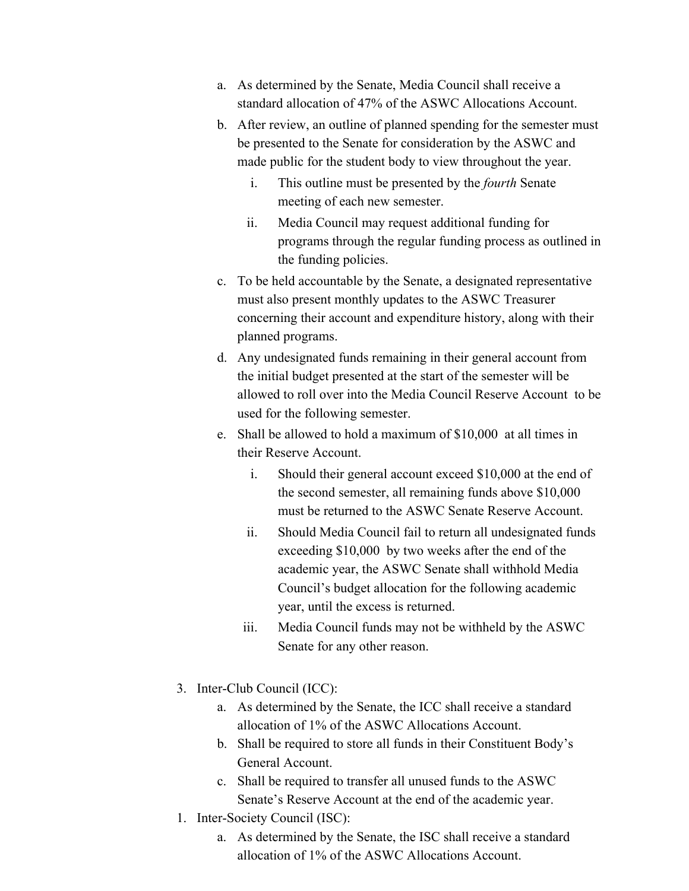a. As determined by the Senate, Media Council shall receive a standard allocation of 47% of the ASWC Allocations Account.
   b. After review, an outline of planned spending for the semester must be presented to the Senate for consideration by the ASWC and made public for the student body to view throughout the year.
      i. This outline must be presented by the *fourth* Senate meeting of each new semester.
      ii. Media Council may request additional funding for programs through the regular funding process as outlined in the funding policies.
   c. To be held accountable by the Senate, a designated representative must also present monthly updates to the ASWC Treasurer concerning their account and expenditure history, along with their planned programs.
   d. Any undesignated funds remaining in their general account from the initial budget presented at the start of the semester will be allowed to roll over into the Media Council Reserve Account to be used for the following semester.
   e. Shall be allowed to hold a maximum of $10,000 at all times in their Reserve Account.
      i. Should their general account exceed $10,000 at the end of the second semester, all remaining funds above $10,000 must be returned to the ASWC Senate Reserve Account.
      ii. Should Media Council fail to return all undesignated funds exceeding $10,000 by two weeks after the end of the academic year, the ASWC Senate shall withhold Media Council's budget allocation for the following academic year, until the excess is returned.
      iii. Media Council funds may not be withheld by the ASWC Senate for any other reason.

3. Inter-Club Council (ICC):
   a. As determined by the Senate, the ICC shall receive a standard allocation of 1% of the ASWC Allocations Account.
   b. Shall be required to store all funds in their Constituent Body's General Account.
   c. Shall be required to transfer all unused funds to the ASWC Senate's Reserve Account at the end of the academic year.
1. Inter-Society Council (ISC):
   a. As determined by the Senate, the ISC shall receive a standard allocation of 1% of the ASWC Allocations Account.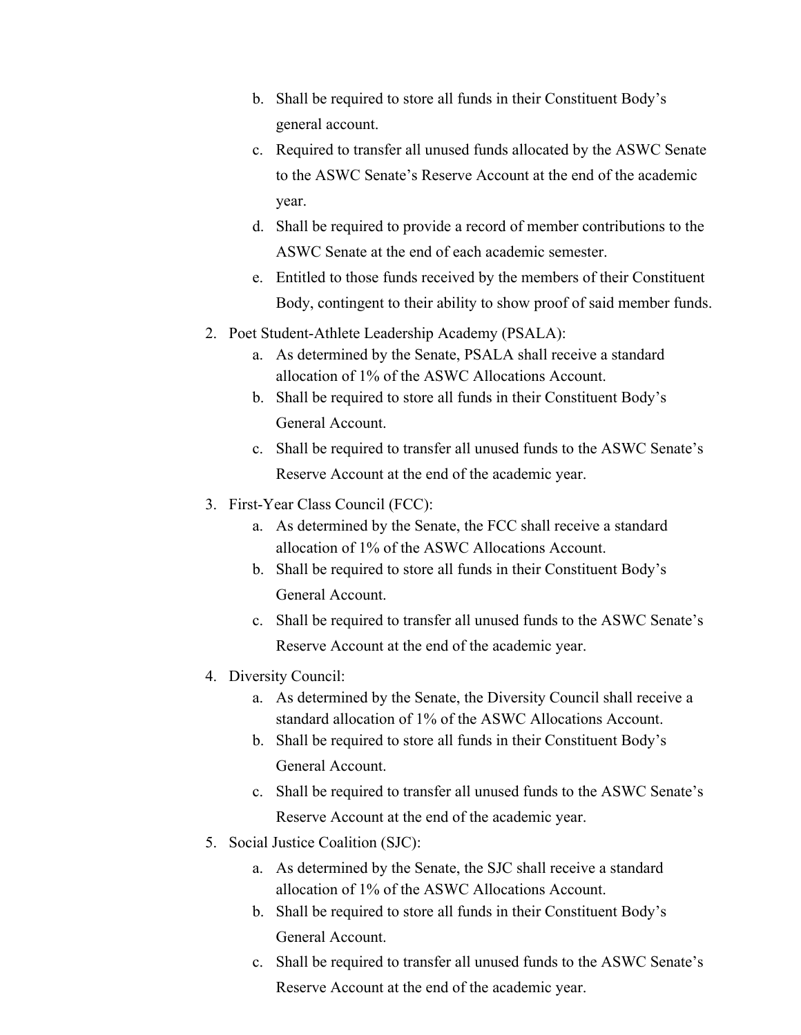b. Shall be required to store all funds in their Constituent Body's general account.
   c. Required to transfer all unused funds allocated by the ASWC Senate to the ASWC Senate's Reserve Account at the end of the academic year.
   d. Shall be required to provide a record of member contributions to the ASWC Senate at the end of each academic semester.
   e. Entitled to those funds received by the members of their Constituent Body, contingent to their ability to show proof of said member funds.

2. Poet Student-Athlete Leadership Academy (PSALA):
   a. As determined by the Senate, PSALA shall receive a standard allocation of 1% of the ASWC Allocations Account.
   b. Shall be required to store all funds in their Constituent Body's General Account.
   c. Shall be required to transfer all unused funds to the ASWC Senate's Reserve Account at the end of the academic year.

3. First-Year Class Council (FCC):
   a. As determined by the Senate, the FCC shall receive a standard allocation of 1% of the ASWC Allocations Account.
   b. Shall be required to store all funds in their Constituent Body's General Account.
   c. Shall be required to transfer all unused funds to the ASWC Senate's Reserve Account at the end of the academic year.

4. Diversity Council:
   a. As determined by the Senate, the Diversity Council shall receive a standard allocation of 1% of the ASWC Allocations Account.
   b. Shall be required to store all funds in their Constituent Body's General Account.
   c. Shall be required to transfer all unused funds to the ASWC Senate's Reserve Account at the end of the academic year.

5. Social Justice Coalition (SJC):
   a. As determined by the Senate, the SJC shall receive a standard allocation of 1% of the ASWC Allocations Account.
   b. Shall be required to store all funds in their Constituent Body's General Account.
   c. Shall be required to transfer all unused funds to the ASWC Senate's Reserve Account at the end of the academic year.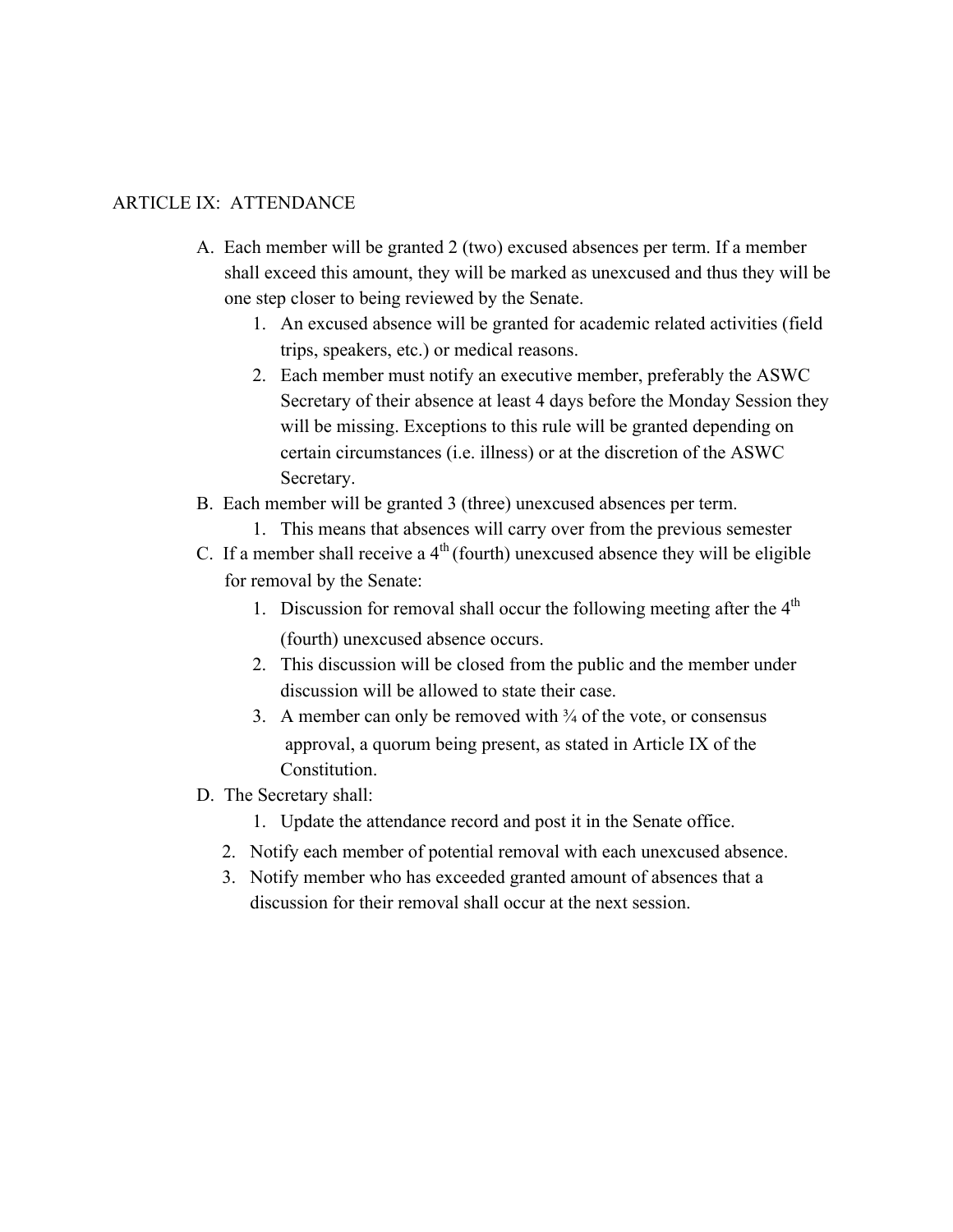## ARTICLE IX: ATTENDANCE

A. Each member will be granted 2 (two) excused absences per term. If a member shall exceed this amount, they will be marked as unexcused and thus they will be one step closer to being reviewed by the Senate.
   1. An excused absence will be granted for academic related activities (field trips, speakers, etc.) or medical reasons.
   2. Each member must notify an executive member, preferably the ASWC Secretary of their absence at least 4 days before the Monday Session they will be missing. Exceptions to this rule will be granted depending on certain circumstances (i.e. illness) or at the discretion of the ASWC Secretary.

B. Each member will be granted 3 (three) unexcused absences per term.
   1. This means that absences will carry over from the previous semester

C. If a member shall receive a 4th (fourth) unexcused absence they will be eligible for removal by the Senate:
   1. Discussion for removal shall occur the following meeting after the 4th (fourth) unexcused absence occurs.
   2. This discussion will be closed from the public and the member under discussion will be allowed to state their case.
   3. A member can only be removed with ¾ of the vote, or consensus approval, a quorum being present, as stated in Article IX of the Constitution.

D. The Secretary shall:
   1. Update the attendance record and post it in the Senate office.
   2. Notify each member of potential removal with each unexcused absence.
   3. Notify member who has exceeded granted amount of absences that a discussion for their removal shall occur at the next session.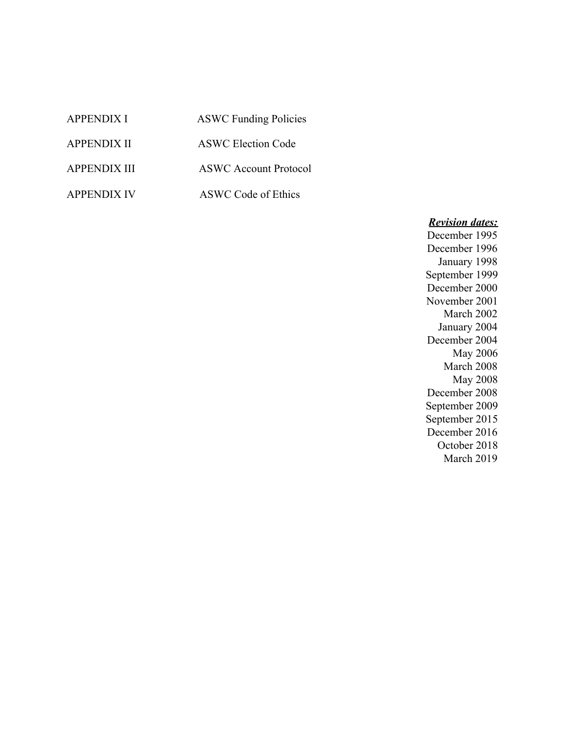| | |
|---|---|
| APPENDIX I | ASWC Funding Policies |
| APPENDIX II | ASWC Election Code |
| APPENDIX III | ASWC Account Protocol |
| APPENDIX IV | ASWC Code of Ethics |

***Revision dates:***

December 1995
December 1996
January 1998
September 1999
December 2000
November 2001
March 2002
January 2004
December 2004
May 2006
March 2008
May 2008
December 2008
September 2009
September 2015
December 2016
October 2018
March 2019